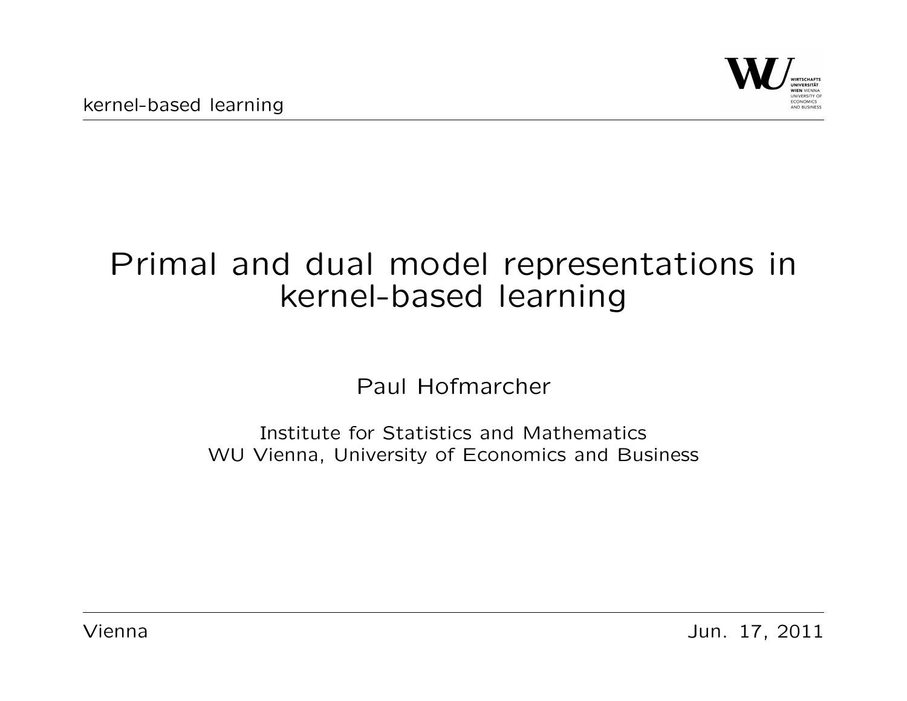# Primal and dual model representations in kernel-based learning

Paul Hofmarcher

Institute for Statistics and Mathematics
WU Vienna, University of Economics and Business

Vienna

Jun. 17, 2011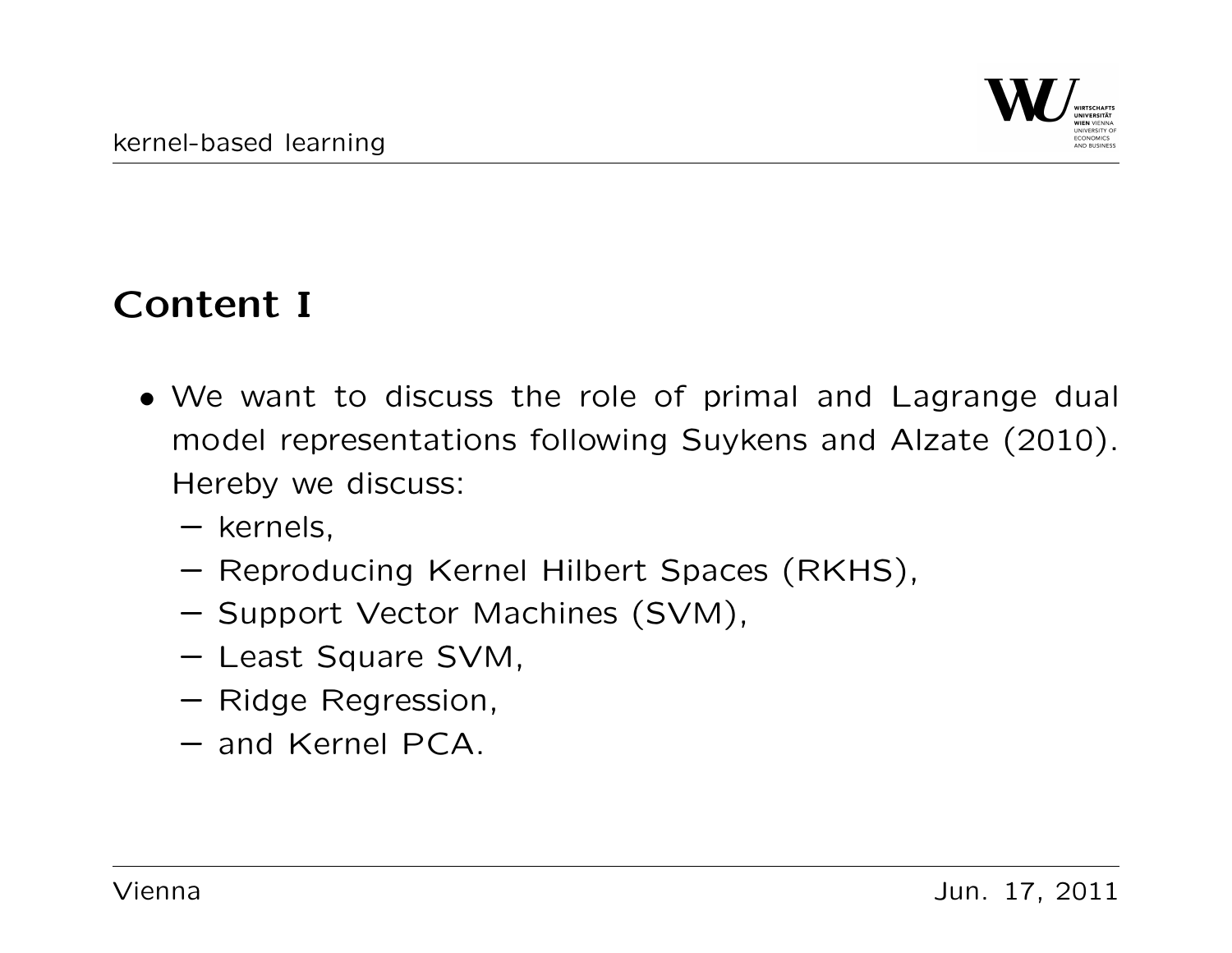## Content I

- We want to discuss the role of primal and Lagrange dual model representations following Suykens and Alzate (2010). Hereby we discuss:
  - kernels,
  - Reproducing Kernel Hilbert Spaces (RKHS),
  - Support Vector Machines (SVM),
  - Least Square SVM,
  - Ridge Regression,
  - and Kernel PCA.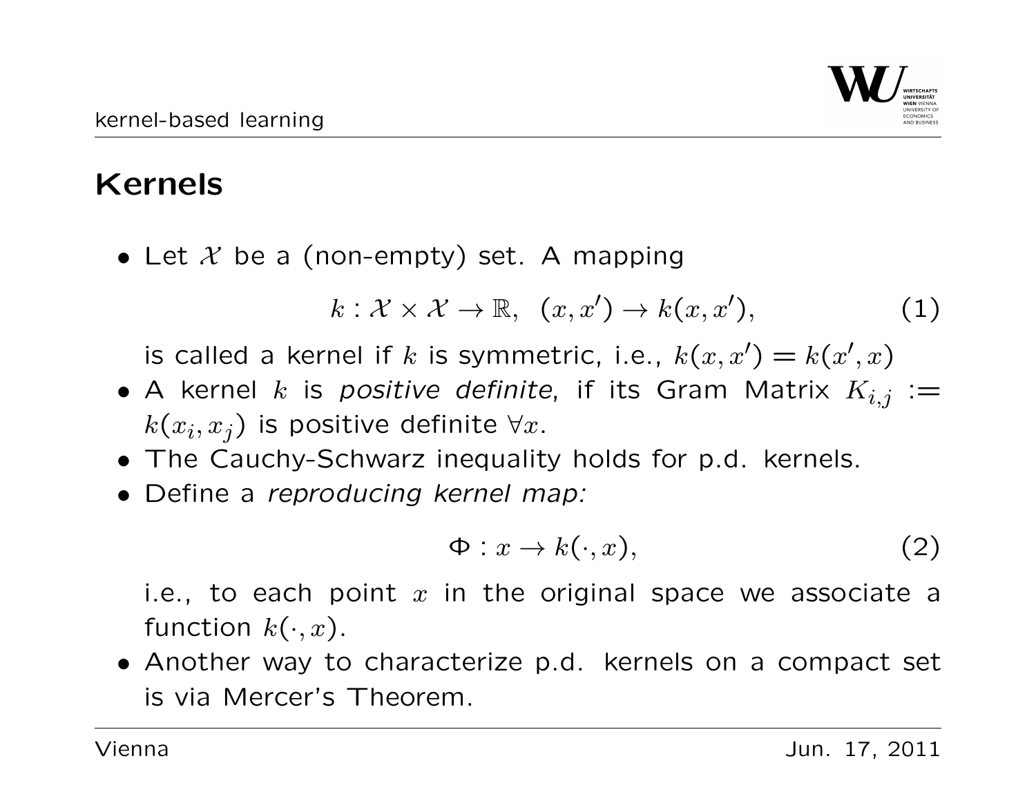## Kernels

- Let $\mathcal{X}$ be a (non-empty) set. A mapping

$$k : \mathcal{X} \times \mathcal{X} \to \mathbb{R}, \ \ (x, x') \to k(x, x'), \tag{1}$$

  is called a kernel if $k$ is symmetric, i.e., $k(x, x') = k(x', x)$
- A kernel $k$ is *positive definite*, if its Gram Matrix $K_{i,j} := k(x_i, x_j)$ is positive definite $\forall x$.
- The Cauchy-Schwarz inequality holds for p.d. kernels.
- Define a *reproducing kernel map:*

$$\Phi : x \to k(\cdot, x), \tag{2}$$

  i.e., to each point $x$ in the original space we associate a function $k(\cdot, x)$.
- Another way to characterize p.d. kernels on a compact set is via Mercer's Theorem.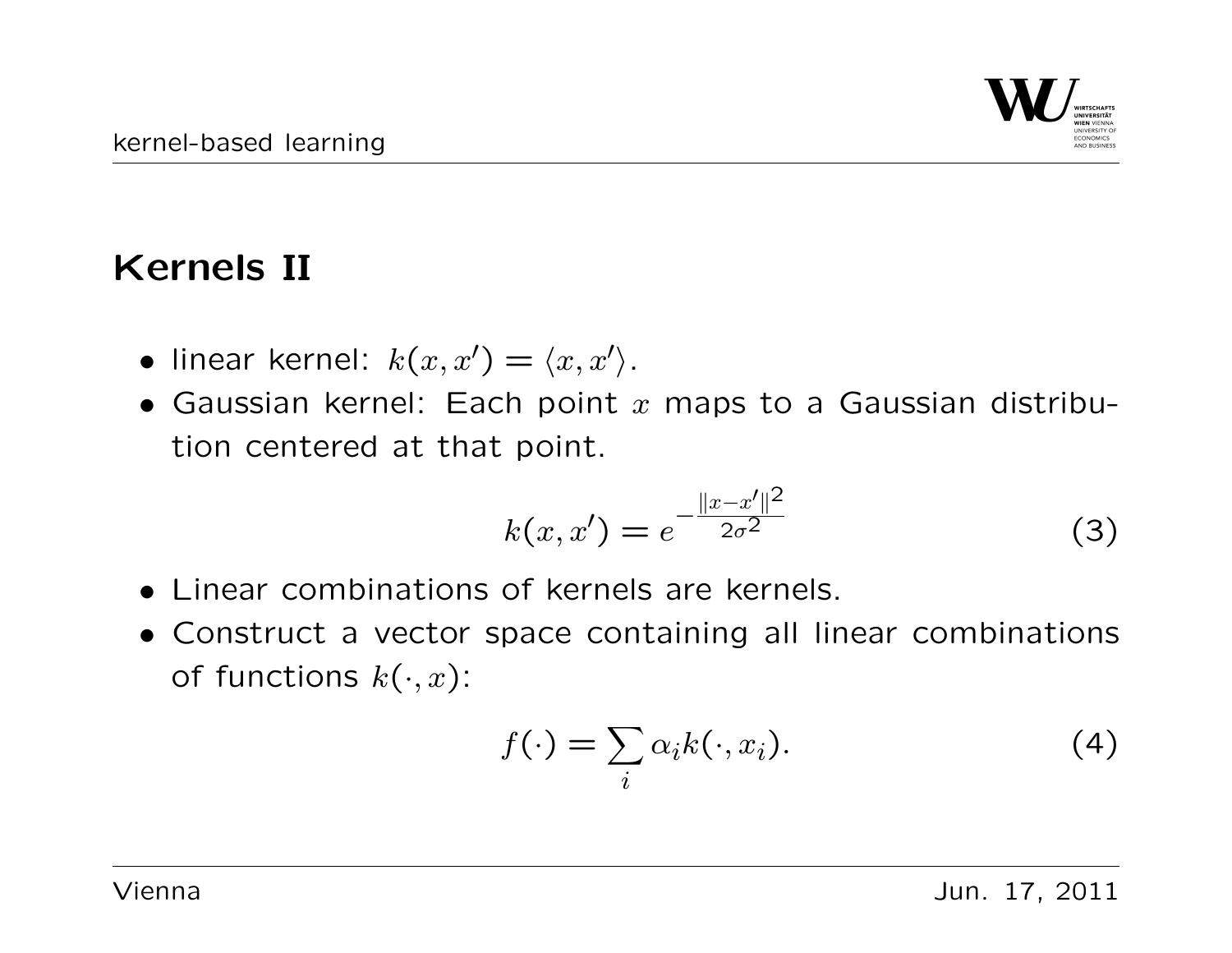## Kernels II

- linear kernel: $k(x, x') = \langle x, x' \rangle$.
- Gaussian kernel: Each point $x$ maps to a Gaussian distribution centered at that point.

$$k(x, x') = e^{-\frac{\|x - x'\|^2}{2\sigma^2}} \tag{3}$$

- Linear combinations of kernels are kernels.
- Construct a vector space containing all linear combinations of functions $k(\cdot, x)$:

$$f(\cdot) = \sum_i \alpha_i k(\cdot, x_i). \tag{4}$$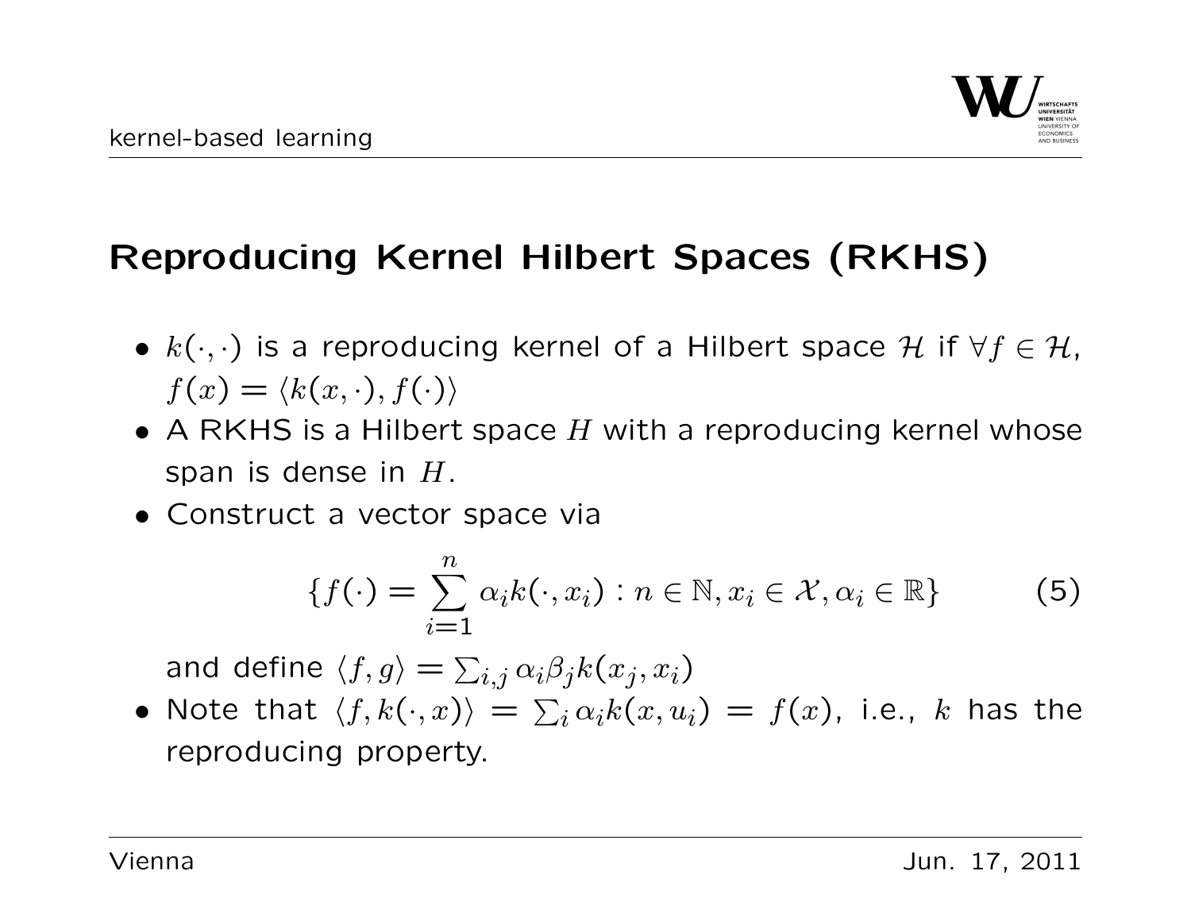# Reproducing Kernel Hilbert Spaces (RKHS)

- $k(\cdot, \cdot)$ is a reproducing kernel of a Hilbert space $\mathcal{H}$ if $\forall f \in \mathcal{H}$, $f(x) = \langle k(x, \cdot), f(\cdot) \rangle$
- A RKHS is a Hilbert space $H$ with a reproducing kernel whose span is dense in $H$.
- Construct a vector space via

$$\{f(\cdot) = \sum_{i=1}^{n} \alpha_i k(\cdot, x_i) : n \in \mathbb{N}, x_i \in \mathcal{X}, \alpha_i \in \mathbb{R}\} \tag{5}$$

  and define $\langle f, g \rangle = \sum_{i,j} \alpha_i \beta_j k(x_j, x_i)$
- Note that $\langle f, k(\cdot, x) \rangle = \sum_i \alpha_i k(x, u_i) = f(x)$, i.e., $k$ has the reproducing property.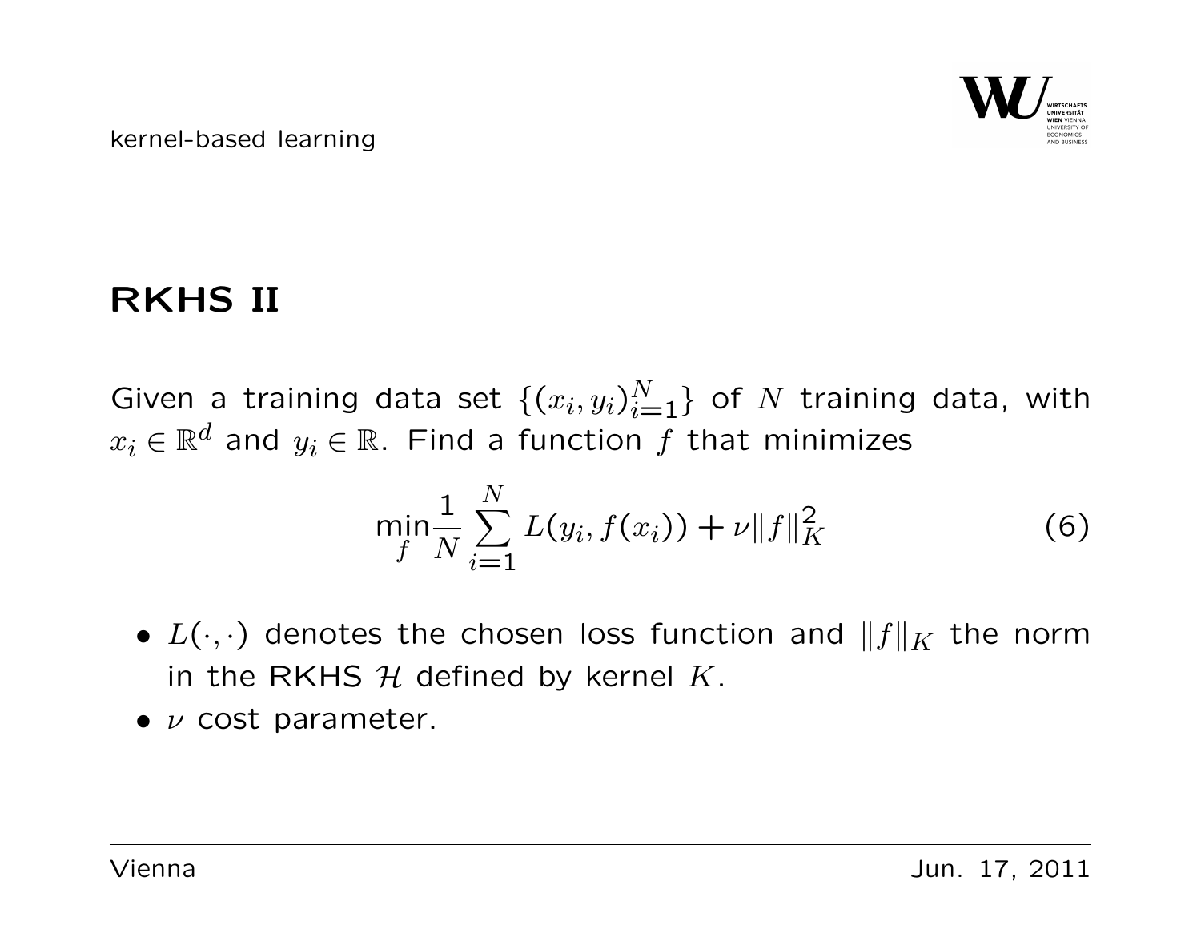## RKHS II

Given a training data set $\{(x_i, y_i)_{i=1}^N\}$ of $N$ training data, with $x_i \in \mathbb{R}^d$ and $y_i \in \mathbb{R}$. Find a function $f$ that minimizes

$$\min_f \frac{1}{N} \sum_{i=1}^{N} L(y_i, f(x_i)) + \nu \|f\|_K^2 \tag{6}$$

- $L(\cdot, \cdot)$ denotes the chosen loss function and $\|f\|_K$ the norm in the RKHS $\mathcal{H}$ defined by kernel $K$.
- $\nu$ cost parameter.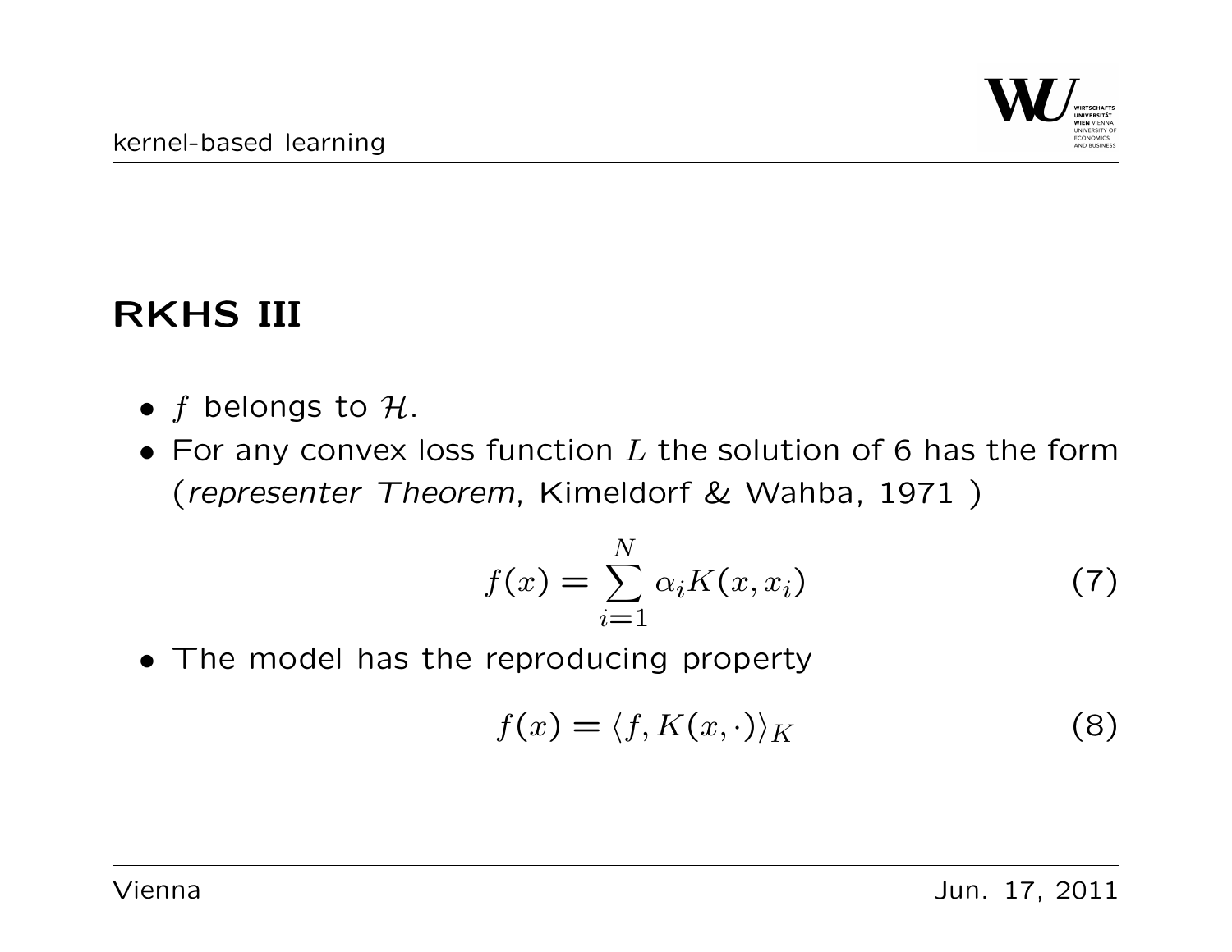## RKHS III

- $f$ belongs to $\mathcal{H}$.
- For any convex loss function $L$ the solution of 6 has the form (*representer Theorem*, Kimeldorf & Wahba, 1971 )

$$f(x) = \sum_{i=1}^{N} \alpha_i K(x, x_i) \tag{7}$$

- The model has the reproducing property

$$f(x) = \langle f, K(x, \cdot) \rangle_K \tag{8}$$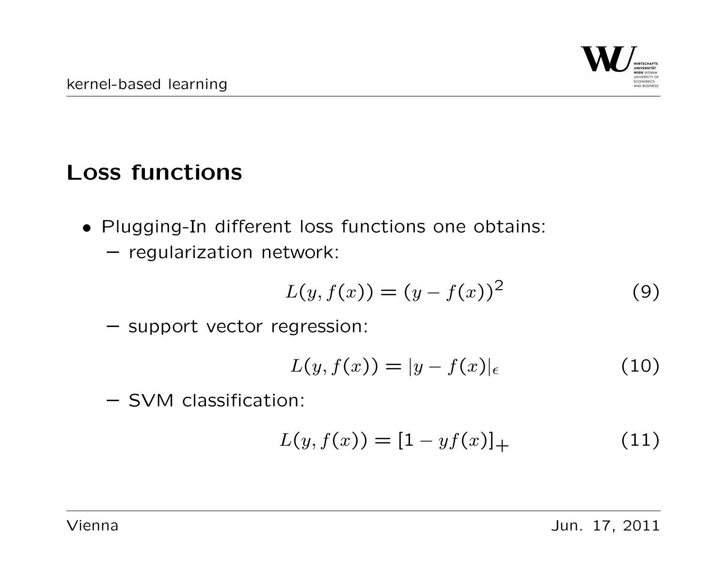## Loss functions

- Plugging-In different loss functions one obtains:
  - regularization network:

$$L(y, f(x)) = (y - f(x))^2 \tag{9}$$

  - support vector regression:

$$L(y, f(x)) = |y - f(x)|_\epsilon \tag{10}$$

  - SVM classification:

$$L(y, f(x)) = [1 - yf(x)]_+ \tag{11}$$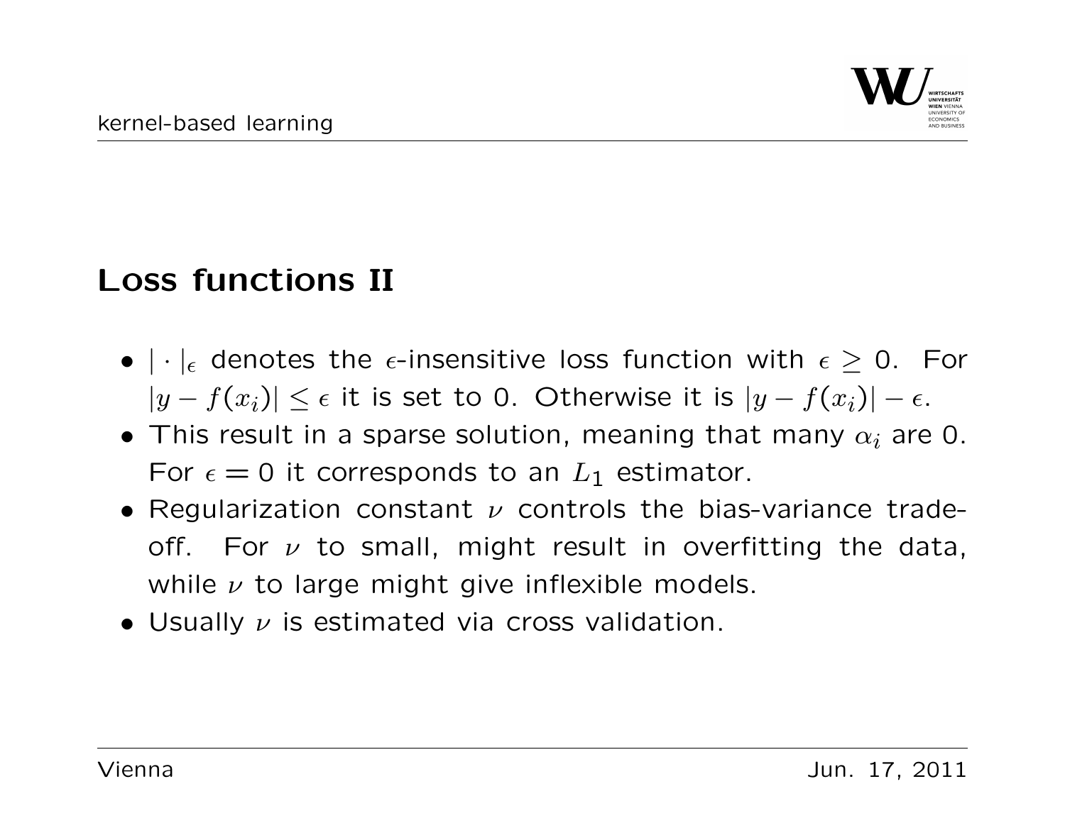## Loss functions II

- $|\cdot|_\epsilon$ denotes the $\epsilon$-insensitive loss function with $\epsilon \geq 0$. For $|y - f(x_i)| \leq \epsilon$ it is set to 0. Otherwise it is $|y - f(x_i)| - \epsilon$.
- This result in a sparse solution, meaning that many $\alpha_i$ are 0. For $\epsilon = 0$ it corresponds to an $L_1$ estimator.
- Regularization constant $\nu$ controls the bias-variance trade-off. For $\nu$ to small, might result in overfitting the data, while $\nu$ to large might give inflexible models.
- Usually $\nu$ is estimated via cross validation.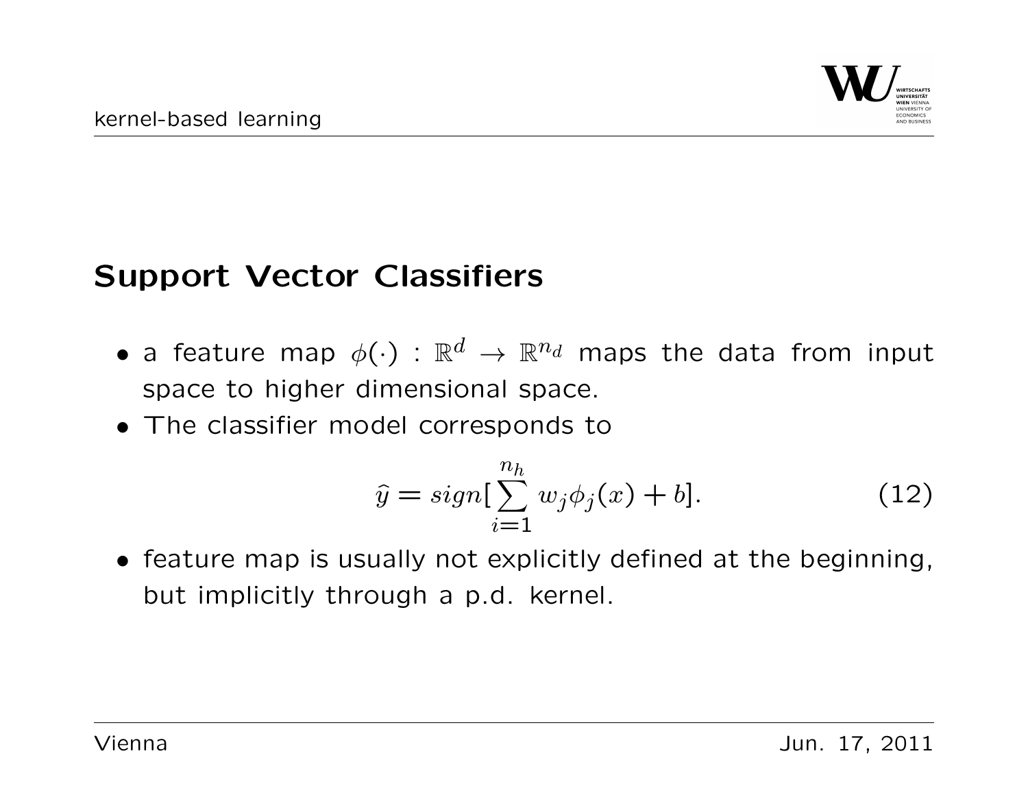## Support Vector Classifiers

- a feature map $\phi(\cdot) : \mathbb{R}^d \rightarrow \mathbb{R}^{n_d}$ maps the data from input space to higher dimensional space.
- The classifier model corresponds to

$$\widehat{y} = sign[\sum_{i=1}^{n_h} w_j \phi_j(x) + b]. \tag{12}$$

- feature map is usually not explicitly defined at the beginning, but implicitly through a p.d. kernel.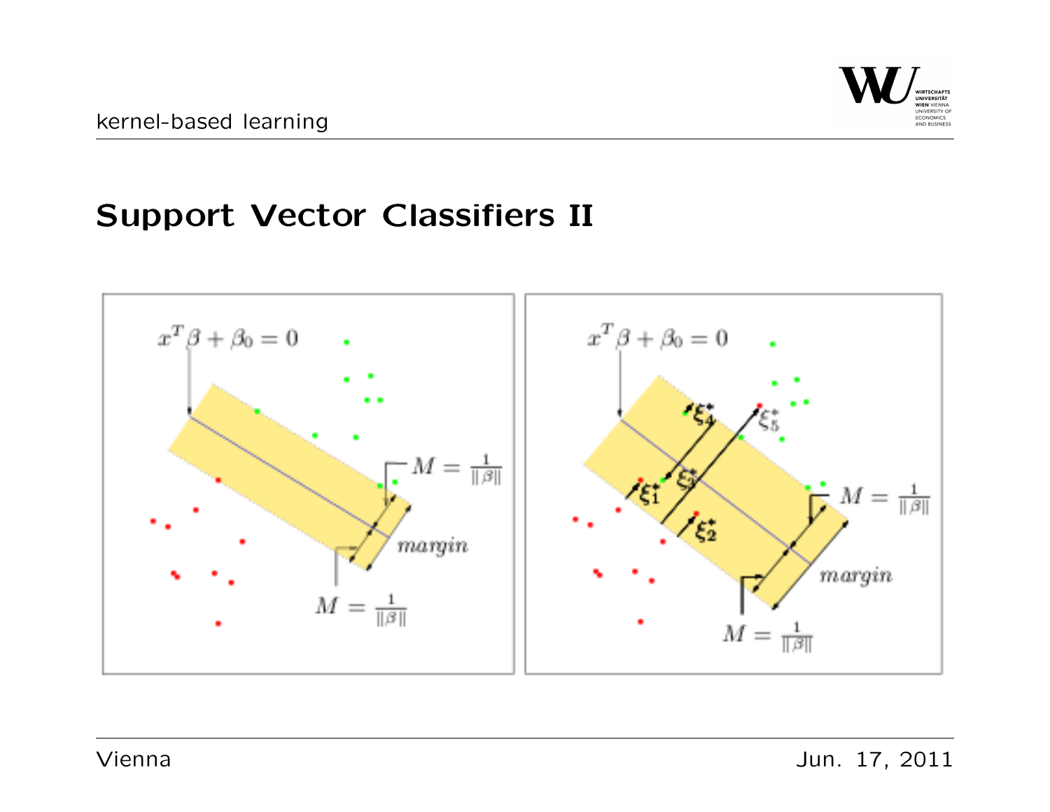## Support Vector Classifiers II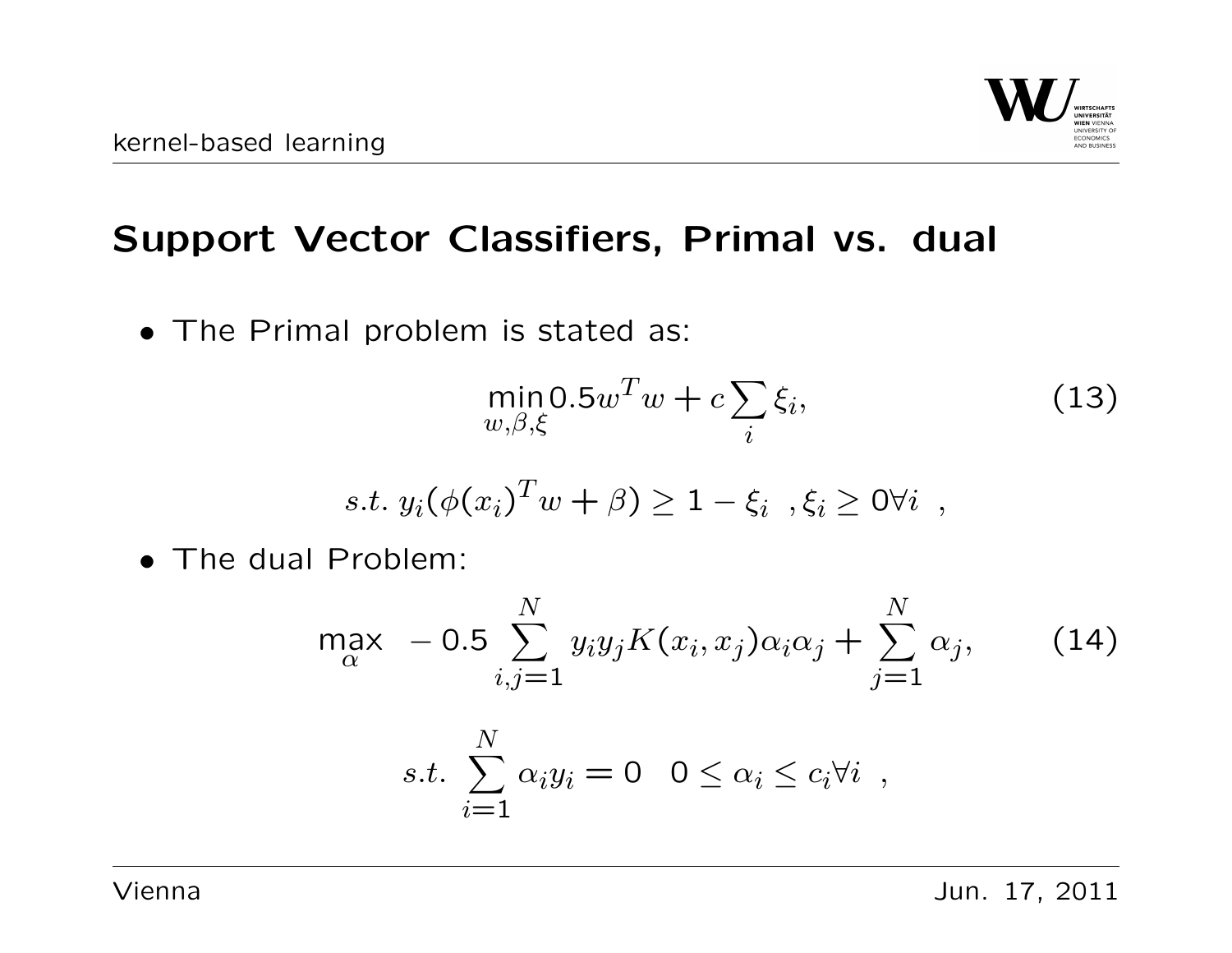## Support Vector Classifiers, Primal vs. dual

- The Primal problem is stated as:

$$\min_{w,\beta,\xi} 0.5 w^T w + c \sum_i \xi_i, \tag{13}$$

$$s.t.\ y_i(\phi(x_i)^T w + \beta) \geq 1 - \xi_i \ \ , \xi_i \geq 0 \forall i \ \ ,$$

- The dual Problem:

$$\max_{\alpha} \ \ -0.5 \sum_{i,j=1}^{N} y_i y_j K(x_i, x_j) \alpha_i \alpha_j + \sum_{j=1}^{N} \alpha_j, \tag{14}$$

$$s.t.\ \sum_{i=1}^{N} \alpha_i y_i = 0 \quad 0 \leq \alpha_i \leq c_i \forall i \ \ ,$$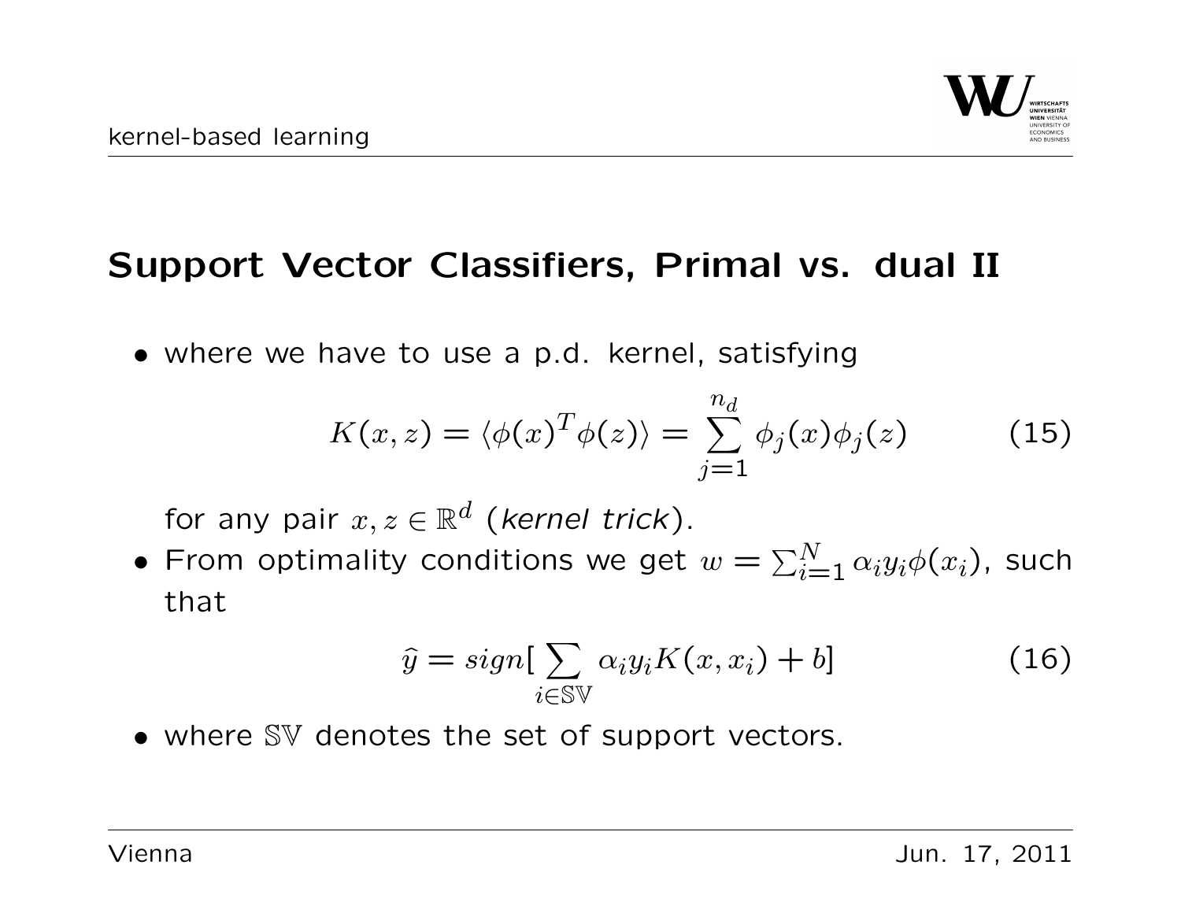## Support Vector Classifiers, Primal vs. dual II

- where we have to use a p.d. kernel, satisfying

$$K(x,z) = \langle \phi(x)^T \phi(z) \rangle = \sum_{j=1}^{n_d} \phi_j(x)\phi_j(z) \tag{15}$$

  for any pair $x, z \in \mathbb{R}^d$ (*kernel trick*).

- From optimality conditions we get $w = \sum_{i=1}^{N} \alpha_i y_i \phi(x_i)$, such that

$$\widehat{y} = sign[\sum_{i \in \mathbb{SV}} \alpha_i y_i K(x, x_i) + b] \tag{16}$$

- where $\mathbb{SV}$ denotes the set of support vectors.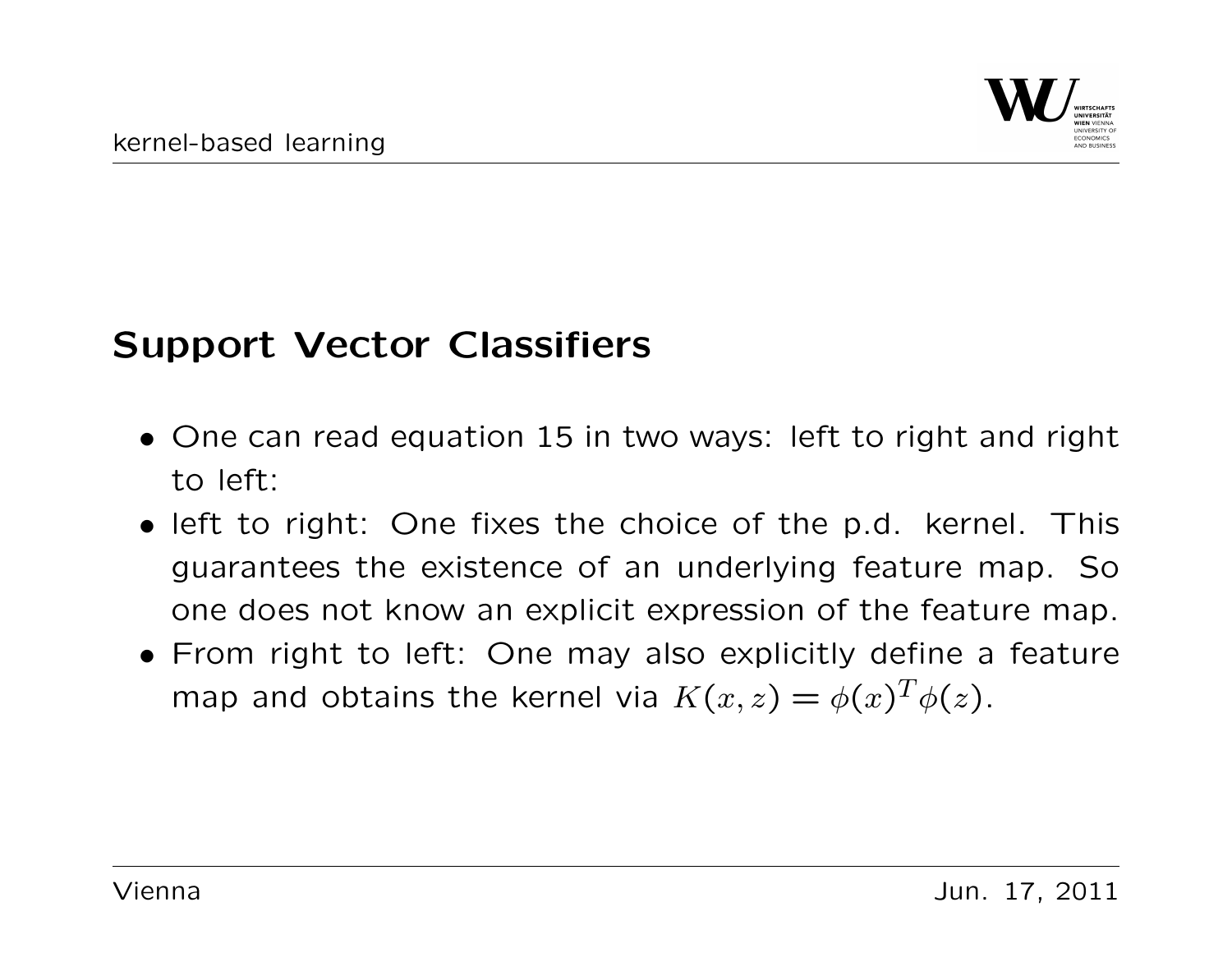## Support Vector Classifiers

- One can read equation 15 in two ways: left to right and right to left:
- left to right: One fixes the choice of the p.d. kernel. This guarantees the existence of an underlying feature map. So one does not know an explicit expression of the feature map.
- From right to left: One may also explicitly define a feature map and obtains the kernel via $K(x, z) = \phi(x)^T \phi(z)$.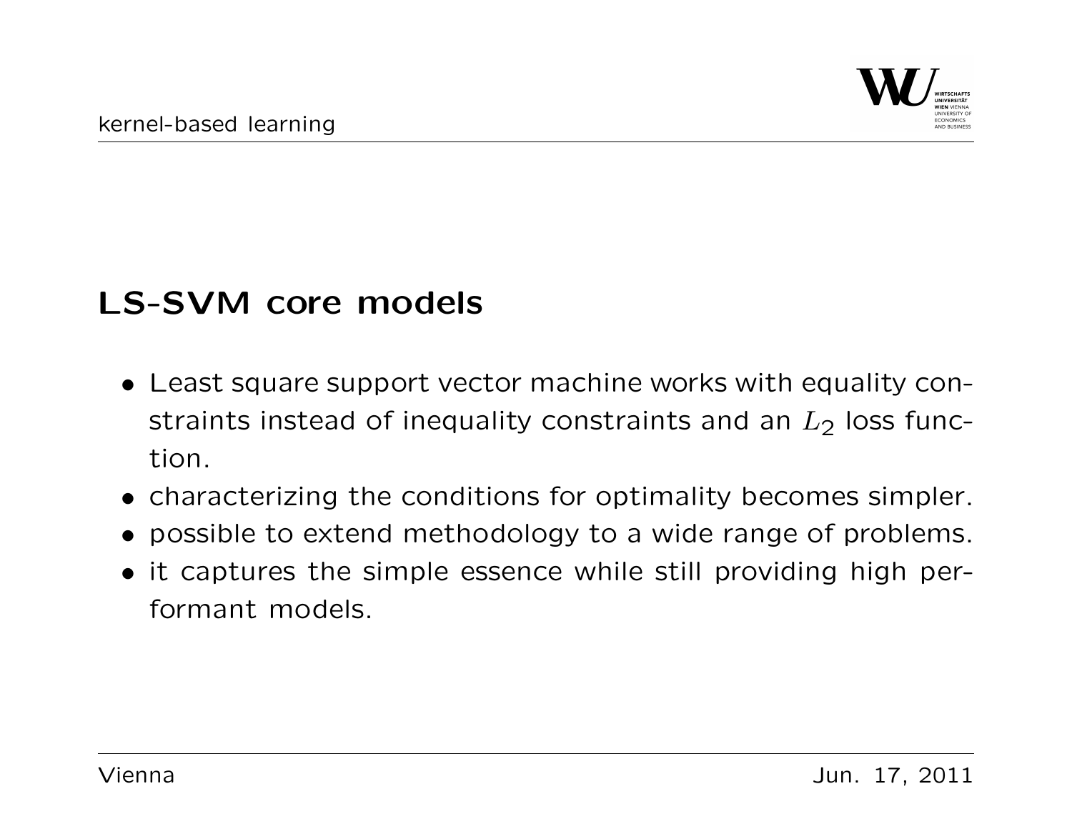## LS-SVM core models

- Least square support vector machine works with equality constraints instead of inequality constraints and an $L_2$ loss function.
- characterizing the conditions for optimality becomes simpler.
- possible to extend methodology to a wide range of problems.
- it captures the simple essence while still providing high performant models.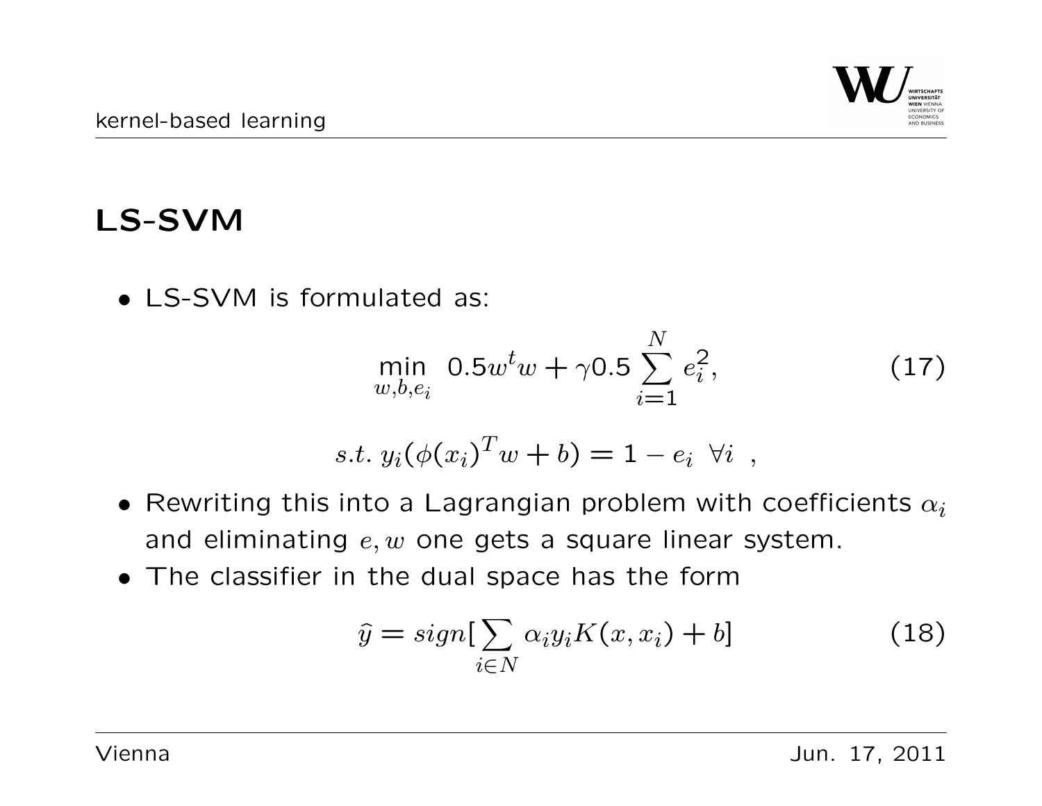## LS-SVM

- LS-SVM is formulated as:

$$\min_{w,b,e_i} \; 0.5w^t w + \gamma 0.5 \sum_{i=1}^{N} e_i^2, \tag{17}$$

$$s.t. \; y_i(\phi(x_i)^T w + b) = 1 - e_i \;\; \forall i \;\; ,$$

- Rewriting this into a Lagrangian problem with coefficients $\alpha_i$ and eliminating $e, w$ one gets a square linear system.
- The classifier in the dual space has the form

$$\widehat{y} = sign[\sum_{i \in N} \alpha_i y_i K(x, x_i) + b] \tag{18}$$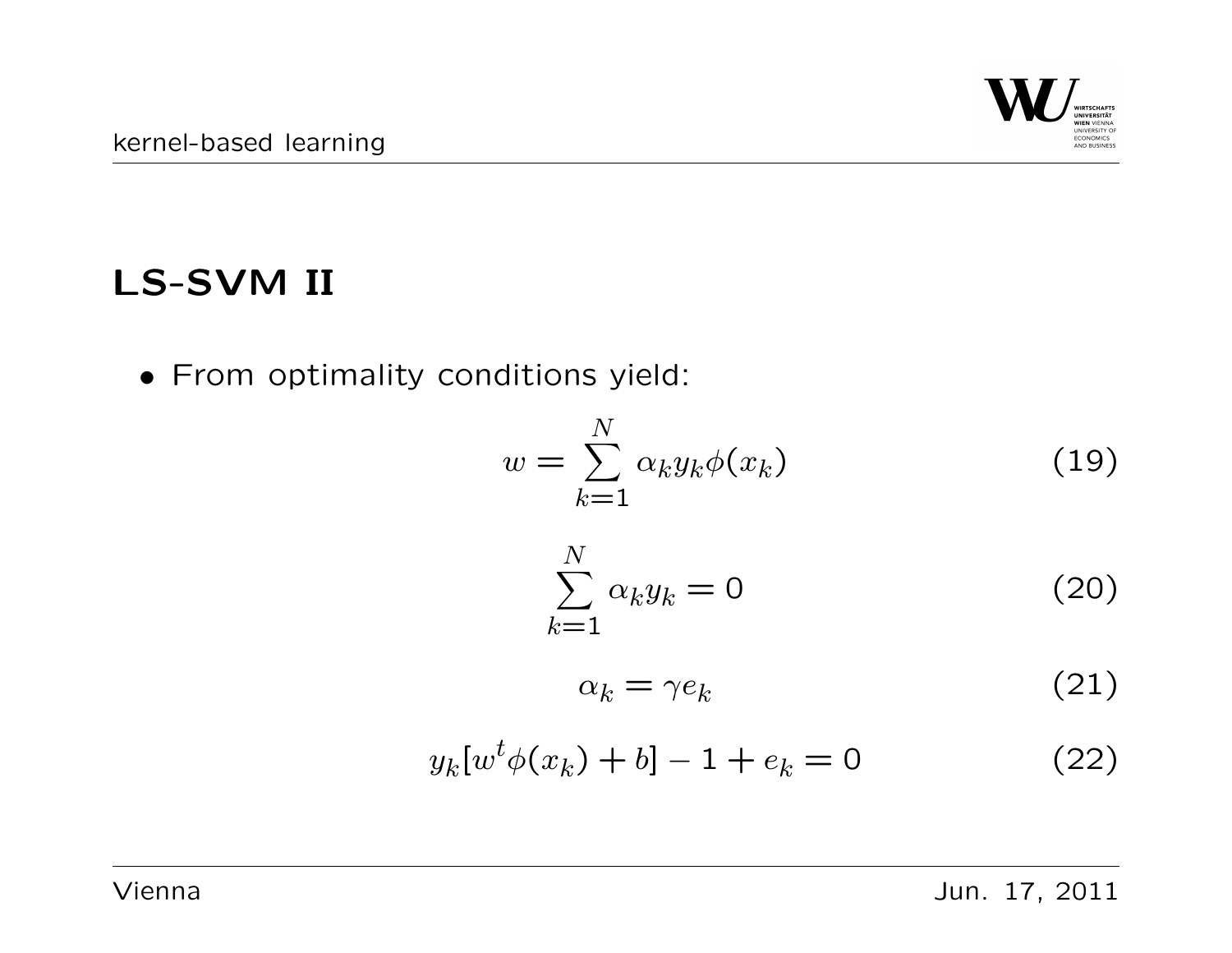## LS-SVM II

- From optimality conditions yield:

$$w = \sum_{k=1}^{N} \alpha_k y_k \phi(x_k) \tag{19}$$

$$\sum_{k=1}^{N} \alpha_k y_k = 0 \tag{20}$$

$$\alpha_k = \gamma e_k \tag{21}$$

$$y_k[w^t \phi(x_k) + b] - 1 + e_k = 0 \tag{22}$$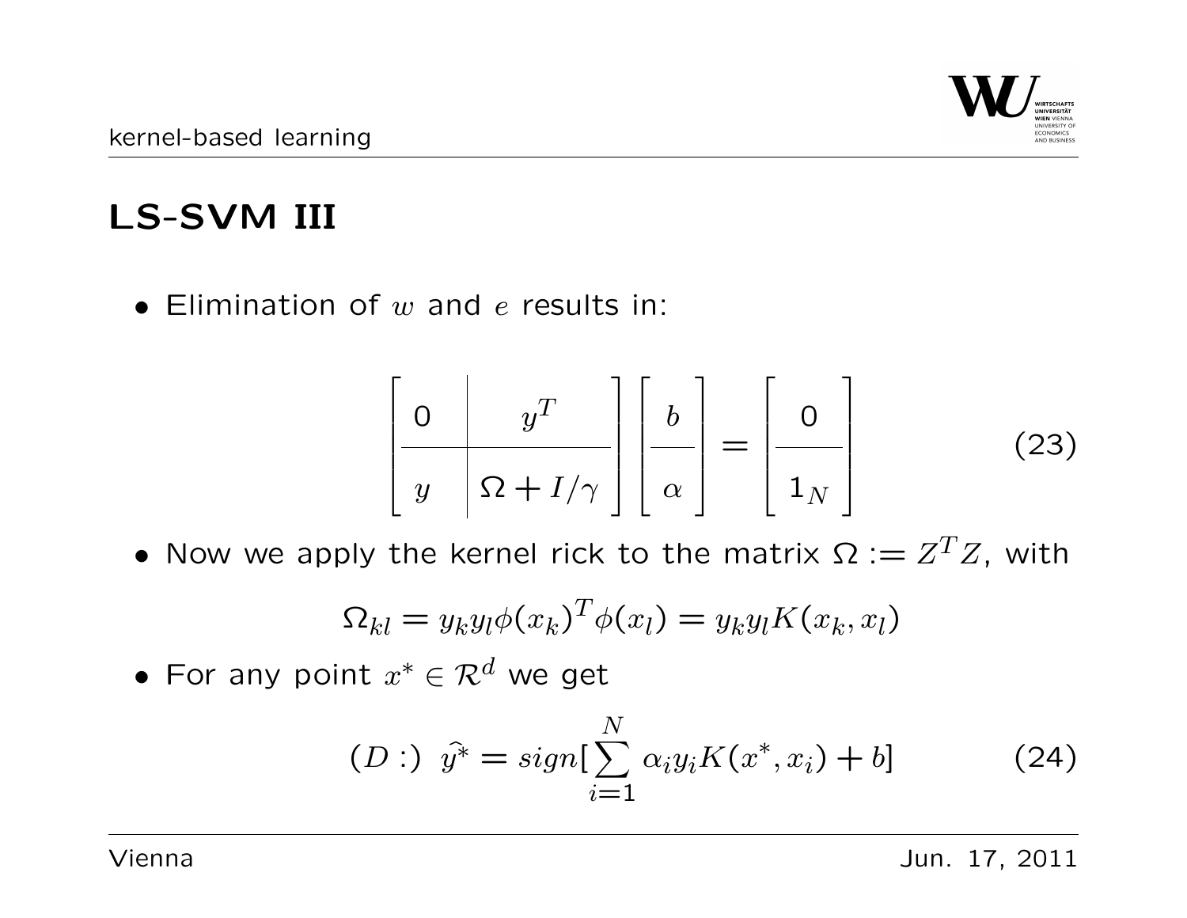## LS-SVM III

- Elimination of $w$ and $e$ results in:

$$\left[\begin{array}{c|c} 0 & y^T \\ \hline y & \Omega + I/\gamma \end{array}\right] \left[\begin{array}{c} b \\ \hline \alpha \end{array}\right] = \left[\begin{array}{c} 0 \\ \hline 1_N \end{array}\right] \tag{23}$$

- Now we apply the kernel rick to the matrix $\Omega := Z^T Z$, with

$$\Omega_{kl} = y_k y_l \phi(x_k)^T \phi(x_l) = y_k y_l K(x_k, x_l)$$

- For any point $x^* \in \mathcal{R}^d$ we get

$$(D:)\ \widehat{y^*} = sign[\sum_{i=1}^{N} \alpha_i y_i K(x^*, x_i) + b] \tag{24}$$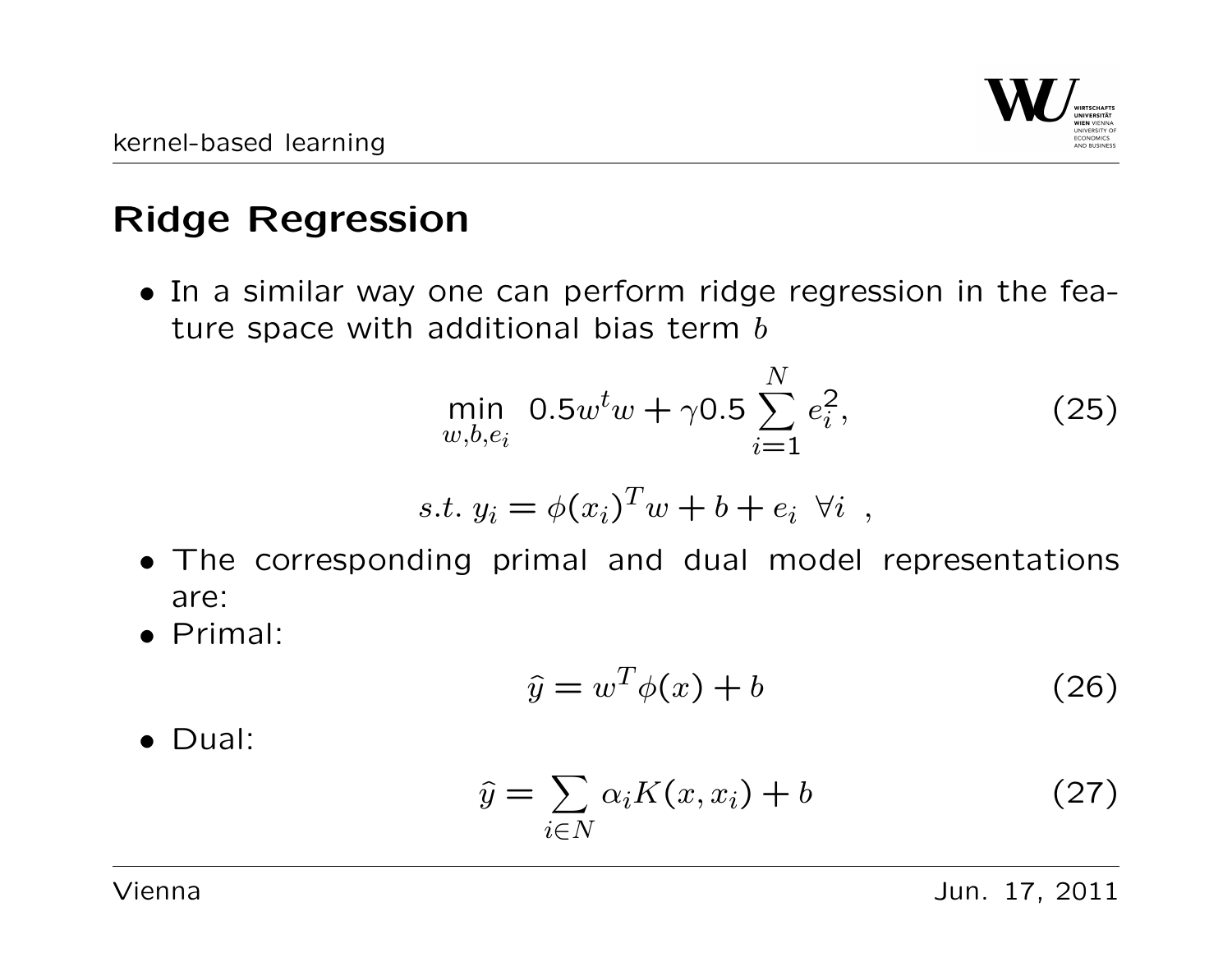## Ridge Regression

- In a similar way one can perform ridge regression in the feature space with additional bias term $b$

$$\min_{w,b,e_i} \; 0.5w^t w + \gamma 0.5 \sum_{i=1}^{N} e_i^2, \tag{25}$$

$$s.t. \; y_i = \phi(x_i)^T w + b + e_i \;\; \forall i \;\; ,$$

- The corresponding primal and dual model representations are:
- Primal:

$$\hat{y} = w^T \phi(x) + b \tag{26}$$

- Dual:

$$\hat{y} = \sum_{i \in N} \alpha_i K(x, x_i) + b \tag{27}$$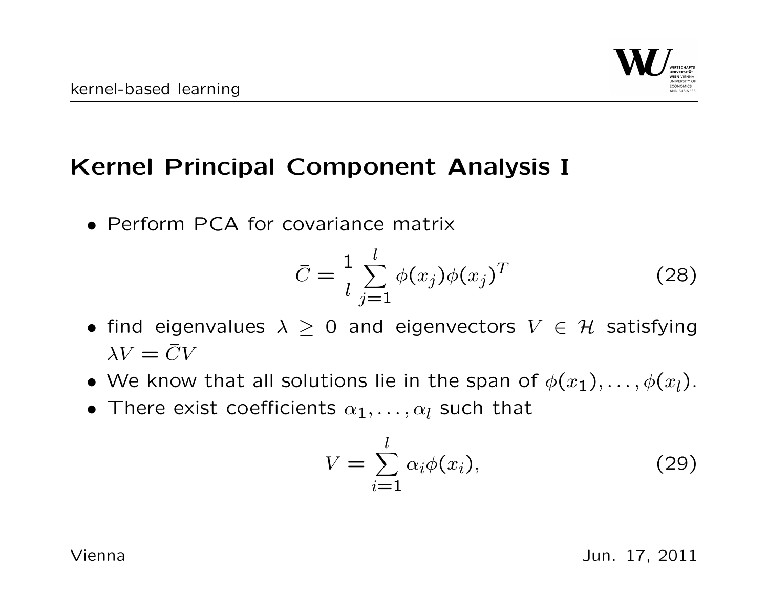## Kernel Principal Component Analysis I

- Perform PCA for covariance matrix

$$\bar{C} = \frac{1}{l} \sum_{j=1}^{l} \phi(x_j)\phi(x_j)^T \tag{28}$$

- find eigenvalues $\lambda \geq 0$ and eigenvectors $V \in \mathcal{H}$ satisfying $\lambda V = \bar{C} V$
- We know that all solutions lie in the span of $\phi(x_1), \ldots, \phi(x_l)$.
- There exist coefficients $\alpha_1, \ldots, \alpha_l$ such that

$$V = \sum_{i=1}^{l} \alpha_i \phi(x_i), \tag{29}$$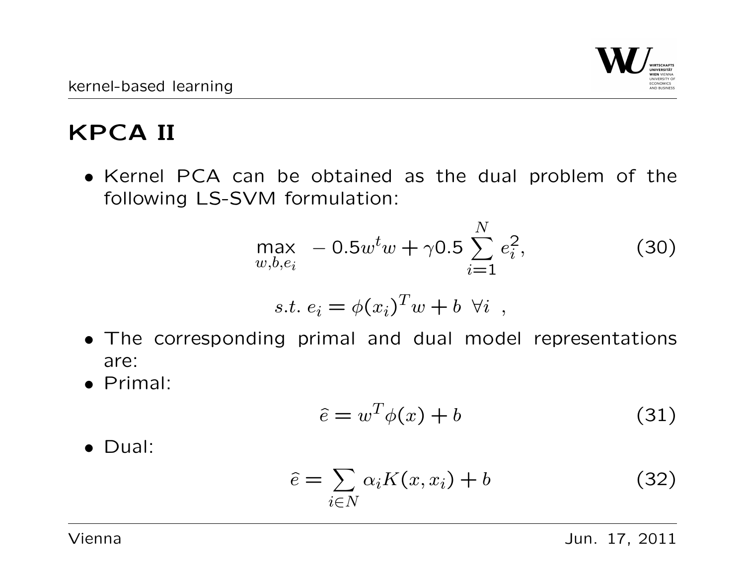# KPCA II

- Kernel PCA can be obtained as the dual problem of the following LS-SVM formulation:

$$\max_{w,b,e_i} \; -0.5w^t w + \gamma 0.5 \sum_{i=1}^{N} e_i^2, \tag{30}$$

$$s.t. \; e_i = \phi(x_i)^T w + b \;\; \forall i \;\; ,$$

- The corresponding primal and dual model representations are:
- Primal:

$$\hat{e} = w^T \phi(x) + b \tag{31}$$

- Dual:

$$\hat{e} = \sum_{i \in N} \alpha_i K(x, x_i) + b \tag{32}$$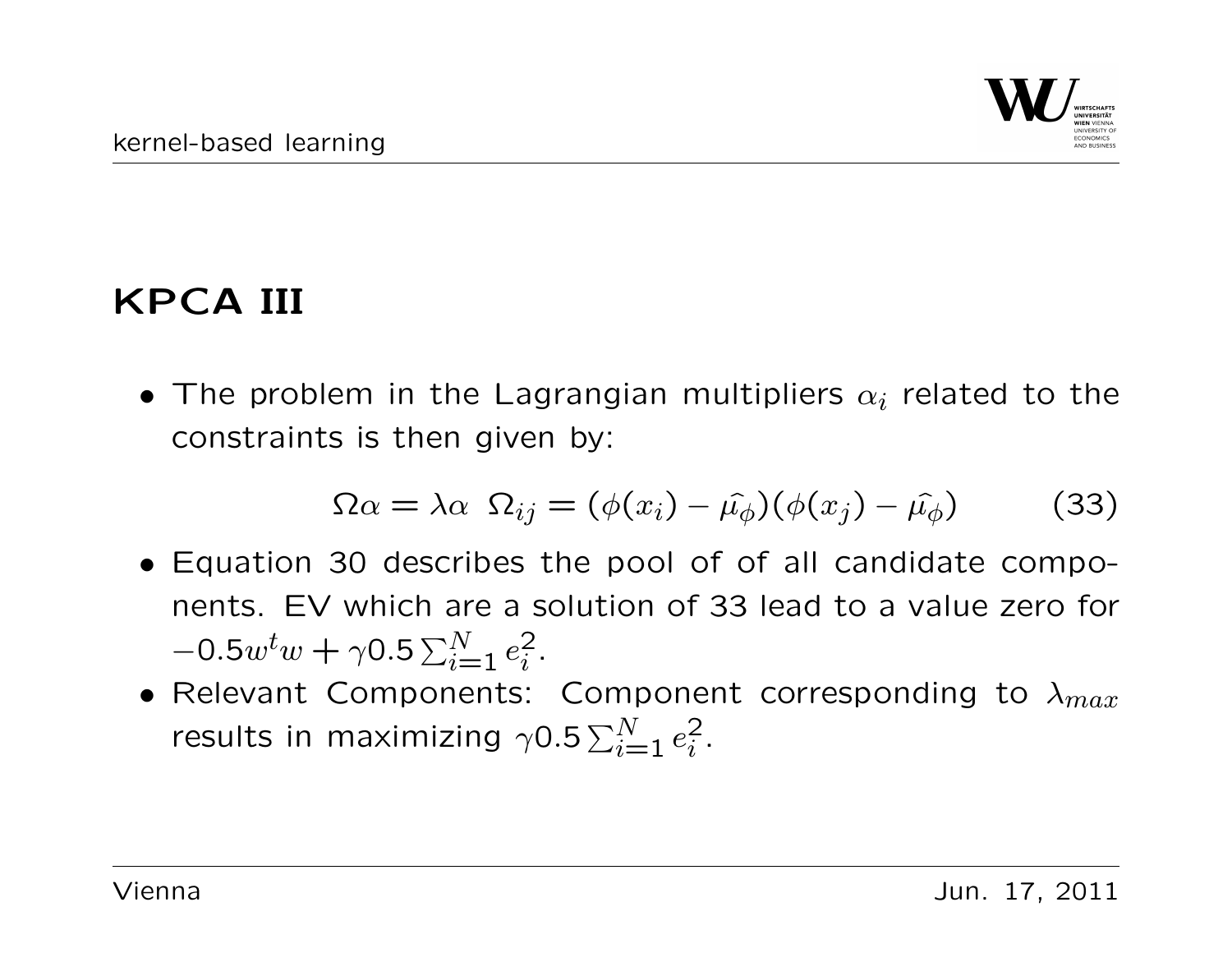# KPCA III

- The problem in the Lagrangian multipliers $\alpha_i$ related to the constraints is then given by:

$$\Omega\alpha = \lambda\alpha \;\; \Omega_{ij} = (\phi(x_i) - \widehat{\mu_\phi})(\phi(x_j) - \widehat{\mu_\phi}) \qquad (33)$$

- Equation 30 describes the pool of of all candidate components. EV which are a solution of 33 lead to a value zero for $-0.5w^t w + \gamma 0.5 \sum_{i=1}^{N} e_i^2$.
- Relevant Components: Component corresponding to $\lambda_{max}$ results in maximizing $\gamma 0.5 \sum_{i=1}^{N} e_i^2$.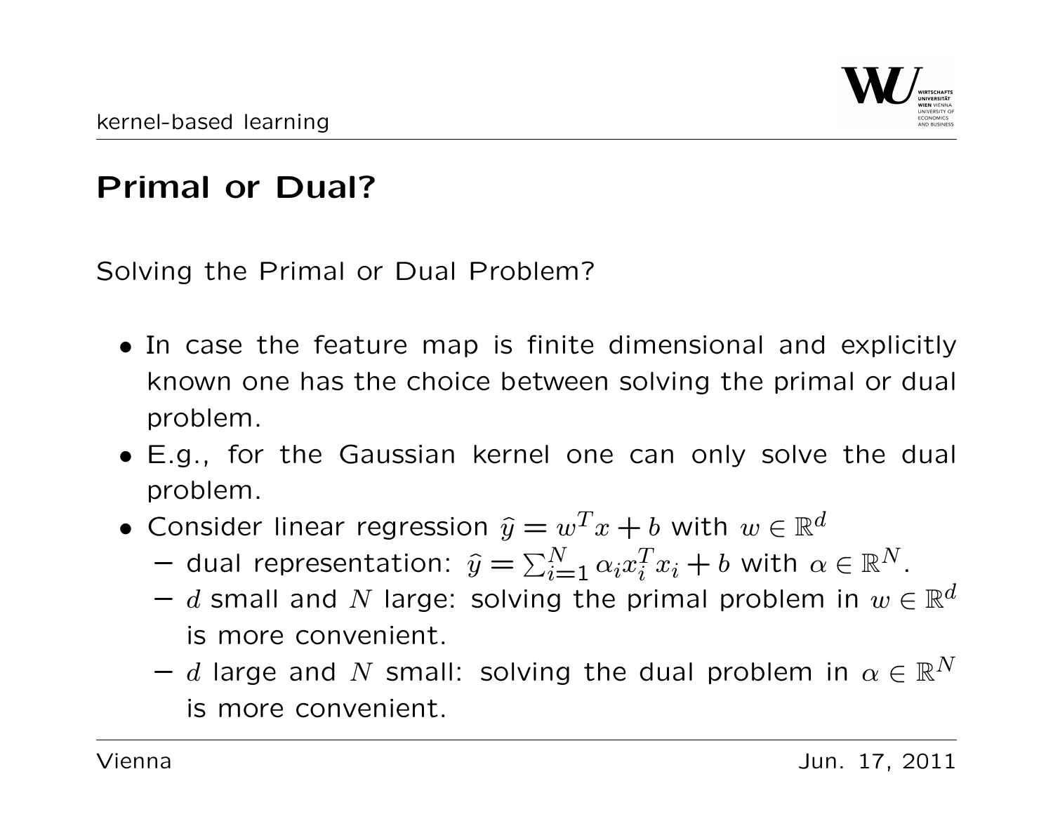# Primal or Dual?

Solving the Primal or Dual Problem?

- In case the feature map is finite dimensional and explicitly known one has the choice between solving the primal or dual problem.
- E.g., for the Gaussian kernel one can only solve the dual problem.
- Consider linear regression $\widehat{y} = w^T x + b$ with $w \in \mathbb{R}^d$
  - dual representation: $\widehat{y} = \sum_{i=1}^{N} \alpha_i x_i^T x_i + b$ with $\alpha \in \mathbb{R}^N$.
  - $d$ small and $N$ large: solving the primal problem in $w \in \mathbb{R}^d$ is more convenient.
  - $d$ large and $N$ small: solving the dual problem in $\alpha \in \mathbb{R}^N$ is more convenient.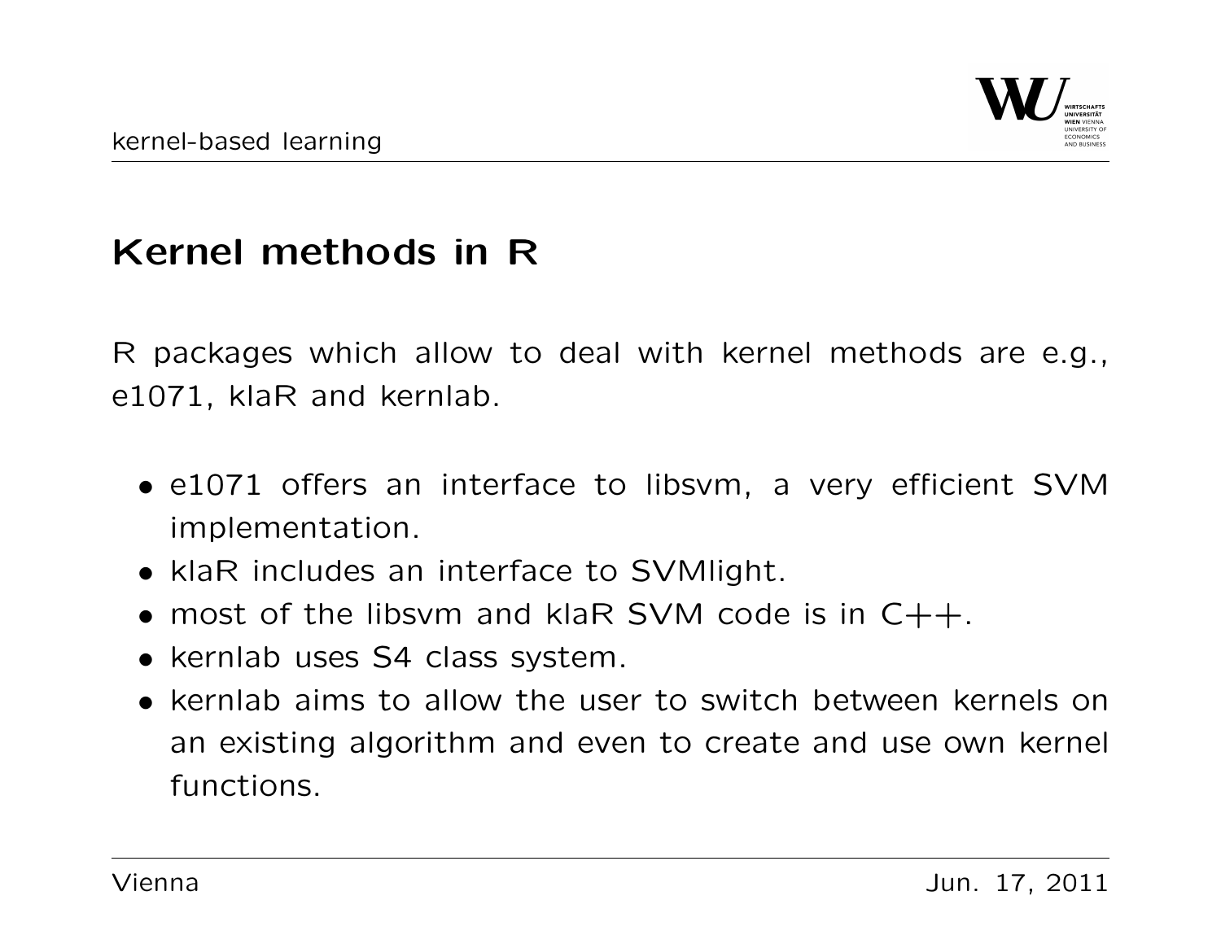## Kernel methods in R

R packages which allow to deal with kernel methods are e.g., e1071, klaR and kernlab.

- e1071 offers an interface to libsvm, a very efficient SVM implementation.
- klaR includes an interface to SVMlight.
- most of the libsvm and klaR SVM code is in C++.
- kernlab uses S4 class system.
- kernlab aims to allow the user to switch between kernels on an existing algorithm and even to create and use own kernel functions.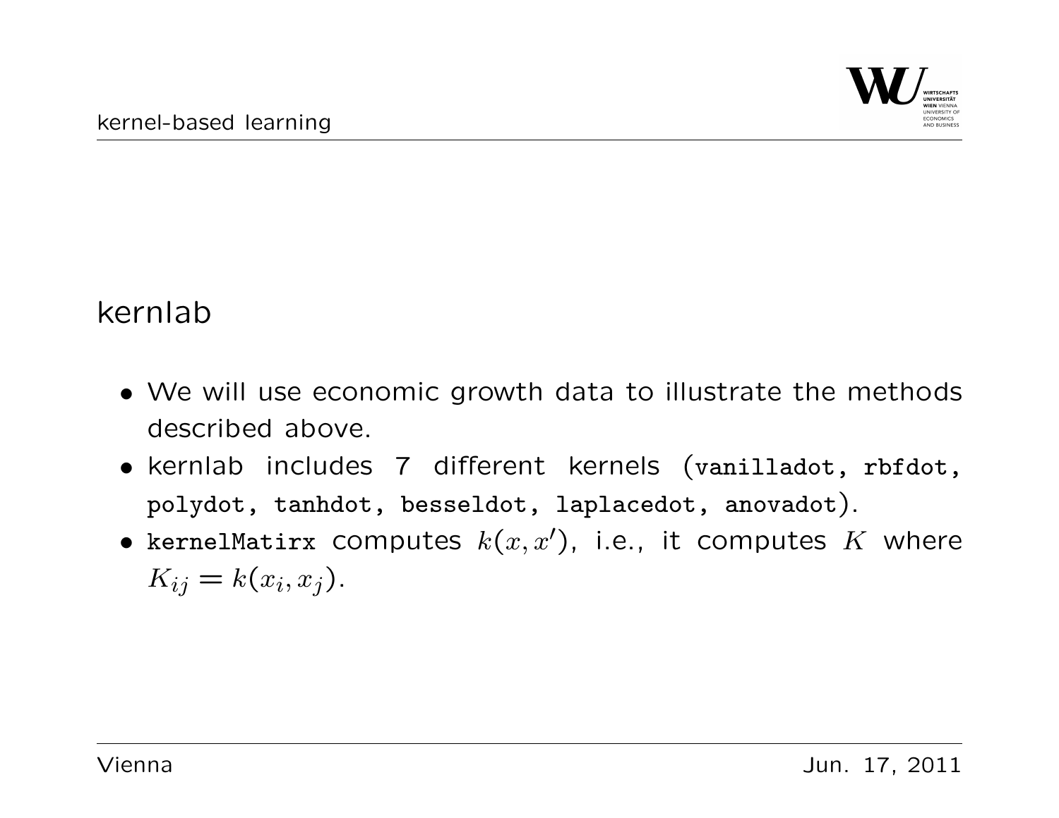## kernlab

- We will use economic growth data to illustrate the methods described above.
- kernlab includes 7 different kernels (`vanilladot, rbfdot, polydot, tanhdot, besseldot, laplacedot, anovadot`).
- `kernelMatirx` computes $k(x, x')$, i.e., it computes $K$ where $K_{ij} = k(x_i, x_j)$.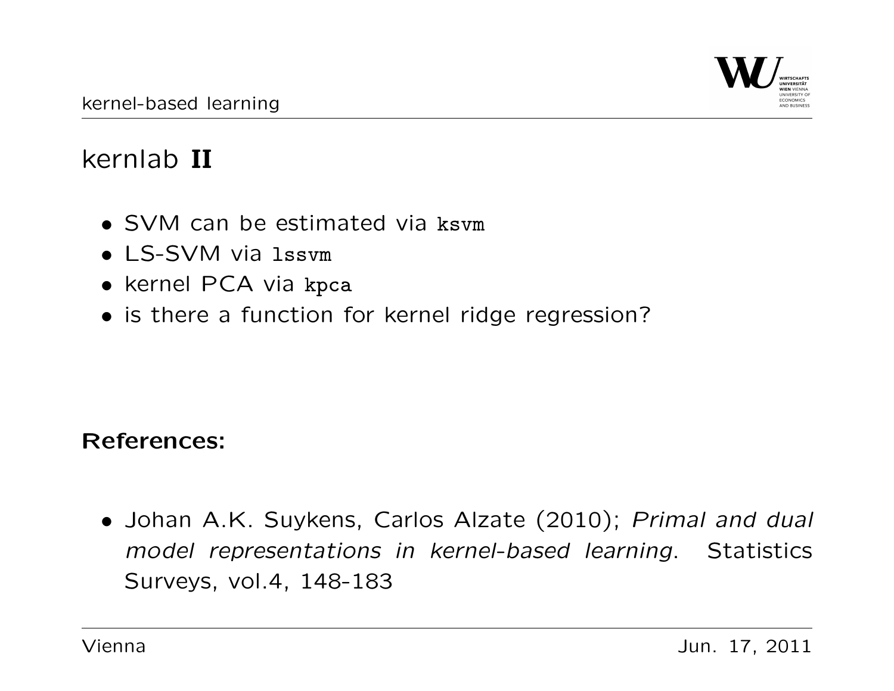## kernlab **II**

- SVM can be estimated via `ksvm`
- LS-SVM via `lssvm`
- kernel PCA via `kpca`
- is there a function for kernel ridge regression?

**References:**

- Johan A.K. Suykens, Carlos Alzate (2010); *Primal and dual model representations in kernel-based learning*. Statistics Surveys, vol.4, 148-183